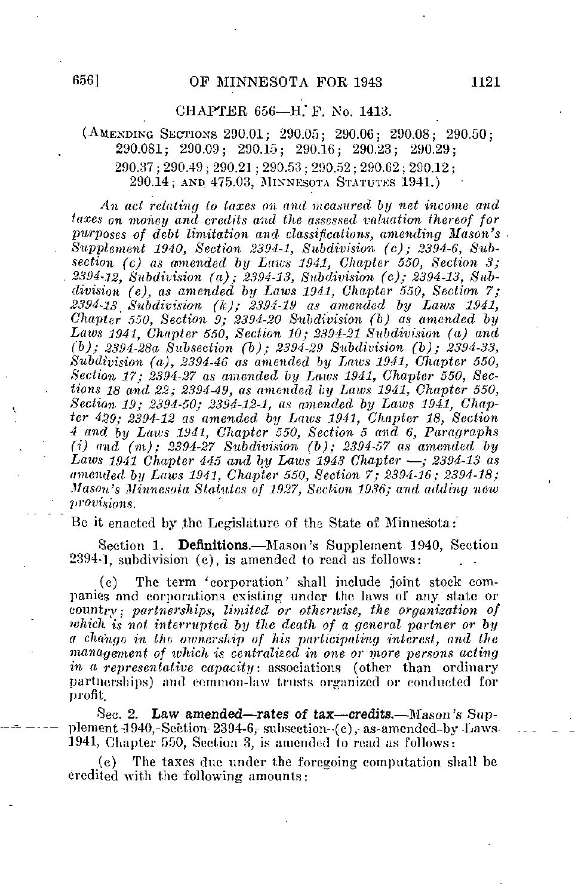## CHAPTER 656—H. F. No. 1413.

(AMENDING SECTIONS 290.01; 290.05; 290.06; 290.08; 290.50; 290.081; 290.09; 290.15; 290.16; 290.23; 290.29; 290.37; 290.49; 290.21; 290.53; 290.52; 290.62; 290.12; 290.14; AND 475.03, MINNESOTA STATUTES 1941.)

*An act relating to taxes on and measured by net income and taxes on money and credits and the assessed valuation thereof for purposes of debt limitation and classifications, amending Mason's Supplement 1940, Section 2394-1, Subdivision (c); 2394-6, Subsection (c) as amended by Laws 1941, Chapter 550, Section 3; 2394-12, Subdivision (a); 2394-13, Subdivision (c); 2394-13, Subdivision (e), as amended by Laws 1941, Chapter 550, Section 7; 2394-13 Subdivision (k); 2394-19 as amended by Laws 1941, Chapter 550, Section 9; 2394-20 Subdivision (b) as amended by Laws 1941, Chapter 550, Section 10; 2394-21 Subdivision (a) and (b); 2394-28a Subsection (b); 2394-29 Subdivision (b); 2394-33, Subdivision (a), 2394-46 as amended by Laws 1941, Chapter 550, Section 17; 2394-27 as amended by Laws 1941, Chapter 550, Sections 18 and 22; 2394-49, as amended by Laws 1941, Chapter 550, Section 19; 2394-50; 2394-12-1, as amended by Laws 1941, Chapter 429; 2394-12 as amended by Laws 1941, Chapter 18, Section 4 and by Laws 1941, Chapter 550, Section 5 and 6, Paragraphs (i) and (m); 2394-27 Subdivision (b); 2394-57 as amended by Laws 1941 Chapter 445 and by Laws 1943 Chapter —; 2394-13 as amended by Laws 1941, Chapter 550, Section 7; 2394-16; 2394-18; Mason's Minnesota Statutes of 1927, Section 1936; and adding new provisions.*

Be it enacted by the Legislature of the State of Minnesota:

Section 1. **Definitions.**—Mason's Supplement 1940, Section 2394-1, subdivision (c), is amended to read as follows:

(c) The term 'corporation' shall include joint stock companies and corporations existing under the laws of any state or country; *partnerships, limited or otherwise, the organization of which is not interrupted by the death of a general partner or by a change in the ownership of his participating interest, and the management of which is centralized in one or more persons acting in a representative capacity*: associations (other than ordinary partnerships) and common-law trusts organized or conducted for profit.

Sec. 2. **Law amended—rates of tax—credits.**—Mason's Supplement 1940, Section 2394-6, subsection (c), as amended by Laws 1941, Chapter 550, Section 3, is amended to read as follows:

(c) The taxes due under the foregoing computation shall be credited with the following amounts: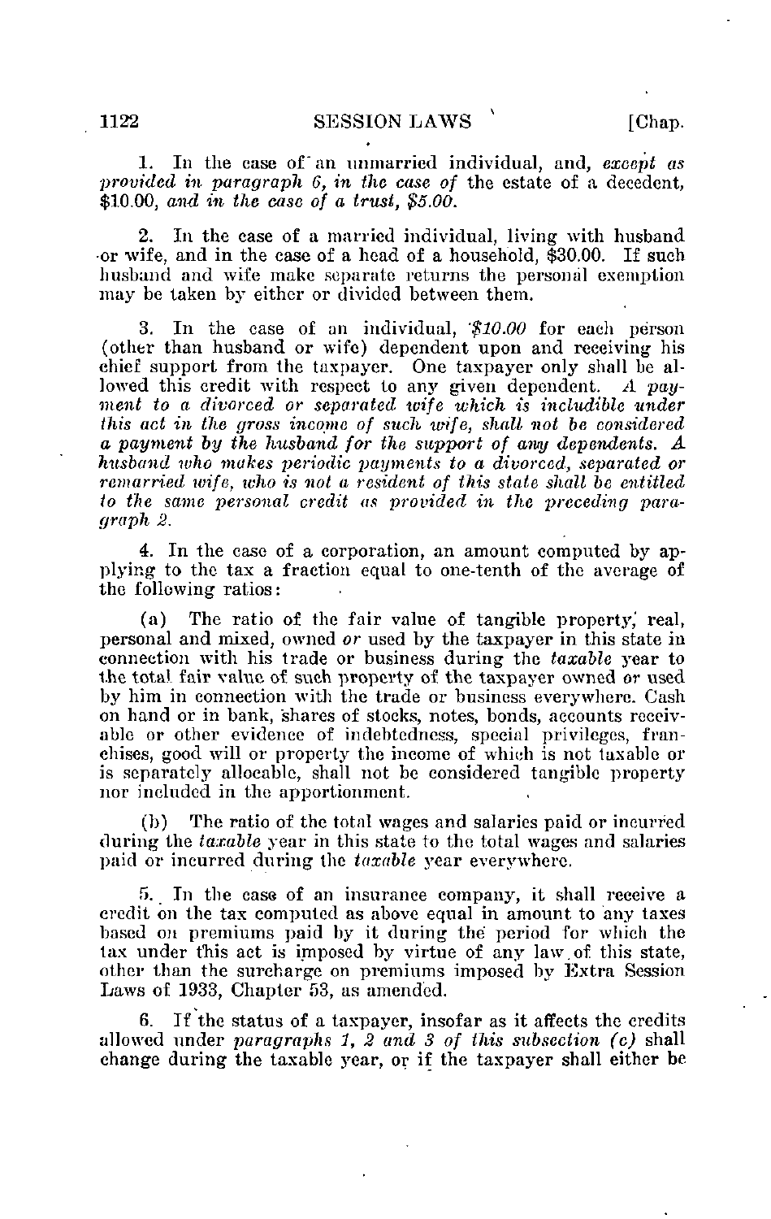1. In the case of an unmarried individual, and, *except as provided in paragraph 6, in the case of* the estate of a decedent, $10.00, *and in the case of a trust, $5.00.*

2. In the case of a married individual, living with husband or wife, and in the case of a head of a household, $30.00. If such husband and wife make separate returns the personal exemption may be taken by either or divided between them.

3. In the case of an individual, *$10.00* for each person (other than husband or wife) dependent upon and receiving his chief support from the taxpayer. One taxpayer only shall be allowed this credit with respect to any given dependent. *A payment to a divorced or separated wife which is includible under this act in the gross income of such wife, shall not be considered a payment by the husband for the support of any dependents. A husband who makes periodic payments to a divorced, separated or remarried wife, who is not a resident of this state shall be entitled to the same personal credit as provided in the preceding paragraph 2.*

4. In the case of a corporation, an amount computed by applying to the tax a fraction equal to one-tenth of the average of the following ratios:

(a) The ratio of the fair value of tangible property, real, personal and mixed, owned *or* used by the taxpayer in this state in connection with his trade or business during the *taxable* year to the total fair value of such property of the taxpayer owned or used by him in connection with the trade or business everywhere. Cash on hand or in bank, shares of stocks, notes, bonds, accounts receivable or other evidence of indebtedness, special privileges, franchises, good will or property the income of which is not taxable or is separately allocable, shall not be considered tangible property nor included in the apportionment.

(b) The ratio of the total wages and salaries paid or incurred during the *taxable* year in this state to the total wages and salaries paid or incurred during the *taxable* year everywhere.

5. In the case of an insurance company, it shall receive a credit on the tax computed as above equal in amount to any taxes based on premiums paid by it during the period for which the tax under this act is imposed by virtue of any law of this state, other than the surcharge on premiums imposed by Extra Session Laws of 1933, Chapter 53, as amended.

6. If the status of a taxpayer, insofar as it affects the credits allowed under *paragraphs 1, 2 and 3 of this subsection (c)* shall change during the taxable year, or if the taxpayer shall either be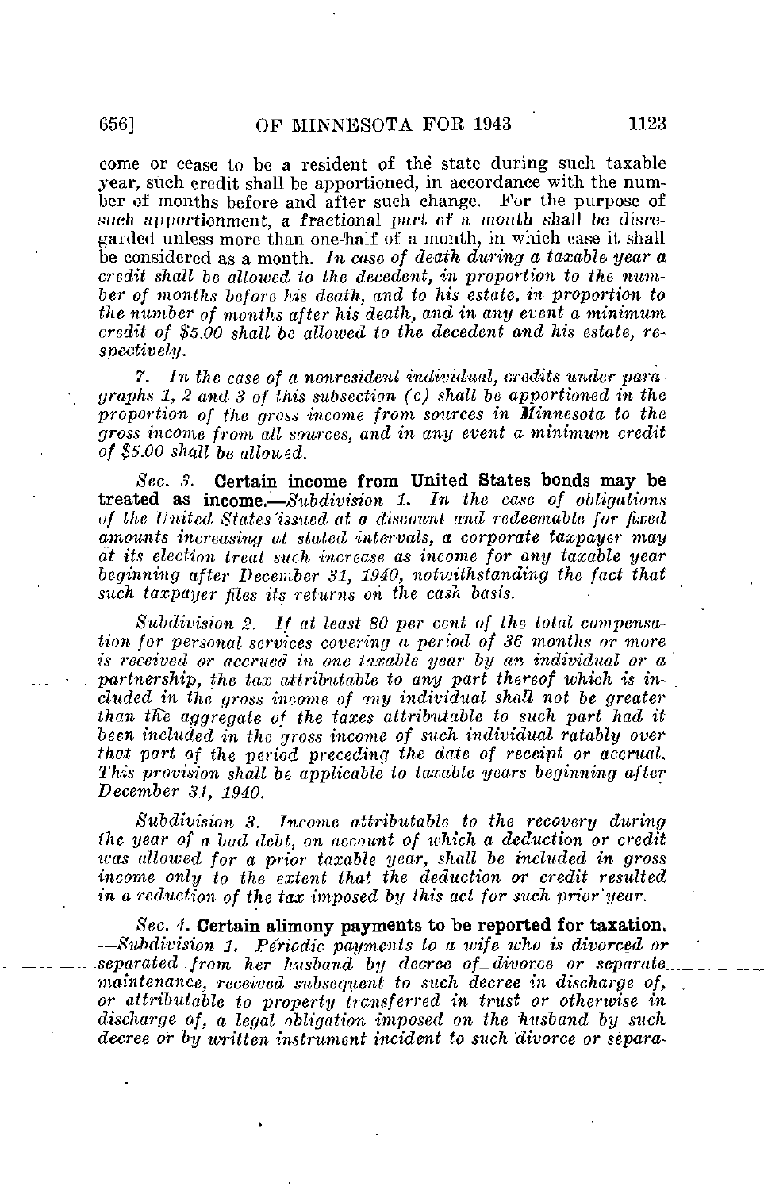come or cease to be a resident of the state during such taxable year, such credit shall be apportioned, in accordance with the number of months before and after such change. For the purpose of such apportionment, a fractional part of a month shall be disregarded unless more than one-half of a month, in which case it shall be considered as a month. *In case of death during a taxable year a credit shall be allowed to the decedent, in proportion to the number of months before his death, and to his estate, in proportion to the number of months after his death, and in any event a minimum credit of $5.00 shall be allowed to the decedent and his estate, respectively.*

*7. In the case of a nonresident individual, credits under paragraphs 1, 2 and 3 of this subsection (c) shall be apportioned in the proportion of the gross income from sources in Minnesota to the gross income from all sources, and in any event a minimum credit of $5.00 shall be allowed.*

*Sec. 3.* **Certain income from United States bonds may be treated as income.**—*Subdivision 1. In the case of obligations of the United States issued at a discount and redeemable for fixed amounts increasing at stated intervals, a corporate taxpayer may at its election treat such increase as income for any taxable year beginning after December 31, 1940, notwithstanding the fact that such taxpayer files its returns on the cash basis.*

*Subdivision 2. If at least 80 per cent of the total compensation for personal services covering a period of 36 months or more is received or accrued in one taxable year by an individual or a partnership, the tax attributable to any part thereof which is included in the gross income of any individual shall not be greater than the aggregate of the taxes attributable to such part had it been included in the gross income of such individual ratably over that part of the period preceding the date of receipt or accrual. This provision shall be applicable to taxable years beginning after December 31, 1940.*

*Subdivision 3. Income attributable to the recovery during the year of a bad debt, on account of which a deduction or credit was allowed for a prior taxable year, shall be included in gross income only to the extent that the deduction or credit resulted in a reduction of the tax imposed by this act for such prior year.*

*Sec. 4.* **Certain alimony payments to be reported for taxation.**—*Subdivision 1. Periodic payments to a wife who is divorced or separated from her husband by decree of divorce or separate maintenance, received subsequent to such decree in discharge of, or attributable to property transferred in trust or otherwise in discharge of, a legal obligation imposed on the husband by such decree or by written instrument incident to such divorce or separa-*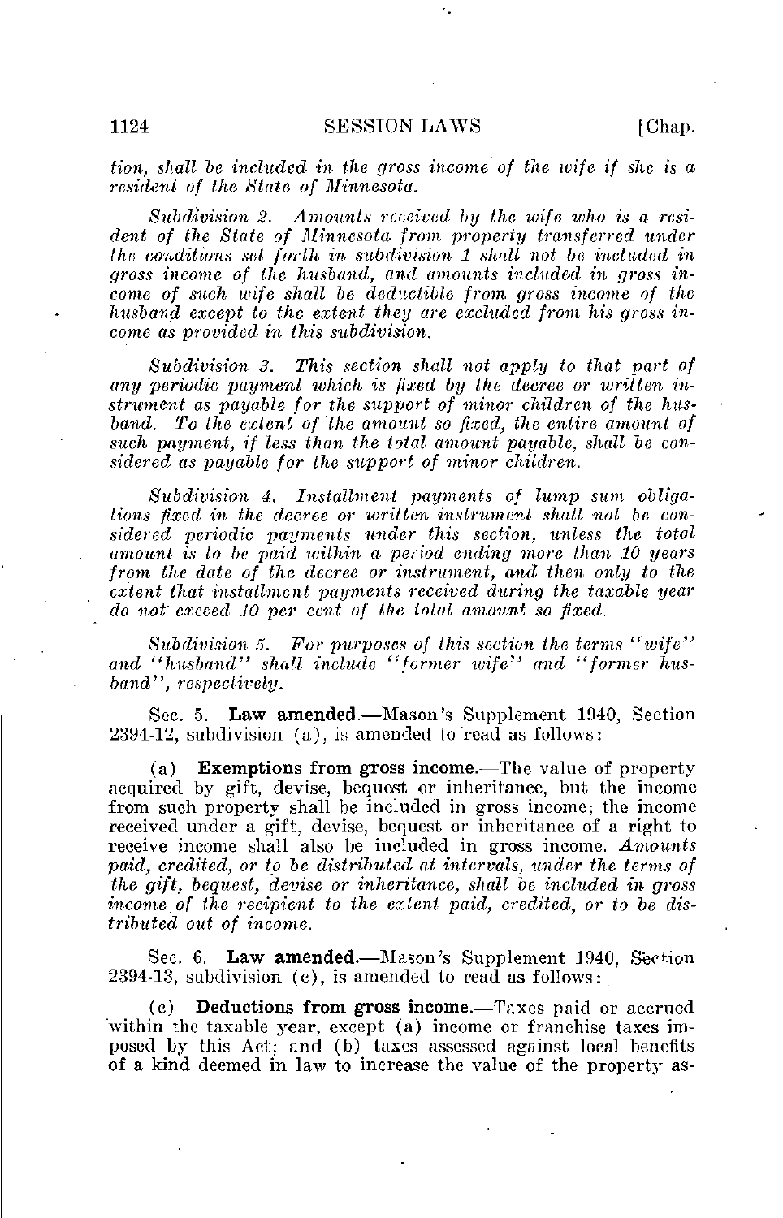*tion, shall be included in the gross income of the wife if she is a resident of the State of Minnesota.*

*Subdivision 2. Amounts received by the wife who is a resident of the State of Minnesota from property transferred under the conditions set forth in subdivision 1 shall not be included in gross income of the husband, and amounts included in gross income of such wife shall be deductible from gross income of the husband except to the extent they are excluded from his gross income as provided in this subdivision.*

*Subdivision 3. This section shall not apply to that part of any periodic payment which is fixed by the decree or written instrument as payable for the support of minor children of the husband. To the extent of the amount so fixed, the entire amount of such payment, if less than the total amount payable, shall be considered as payable for the support of minor children.*

*Subdivision 4. Installment payments of lump sum obligations fixed in the decree or written instrument shall not be considered periodic payments under this section, unless the total amount is to be paid within a period ending more than 10 years from the date of the decree or instrument, and then only to the extent that installment payments received during the taxable year do not exceed 10 per cent of the total amount so fixed.*

*Subdivision 5. For purposes of this section the terms "wife" and "husband" shall include "former wife" and "former husband", respectively.*

Sec. 5. **Law amended.**—Mason's Supplement 1940, Section 2394-12, subdivision (a), is amended to read as follows:

(a) **Exemptions from gross income.**—The value of property acquired by gift, devise, bequest or inheritance, but the income from such property shall be included in gross income; the income received under a gift, devise, bequest or inheritance of a right to receive income shall also be included in gross income. *Amounts paid, credited, or to be distributed at intervals, under the terms of the gift, bequest, devise or inheritance, shall be included in gross income of the recipient to the extent paid, credited, or to be distributed out of income.*

Sec. 6. **Law amended.**—Mason's Supplement 1940, Section 2394-13, subdivision (c), is amended to read as follows:

(c) **Deductions from gross income.**—Taxes paid or accrued within the taxable year, except (a) income or franchise taxes imposed by this Act; and (b) taxes assessed against local benefits of a kind deemed in law to increase the value of the property as-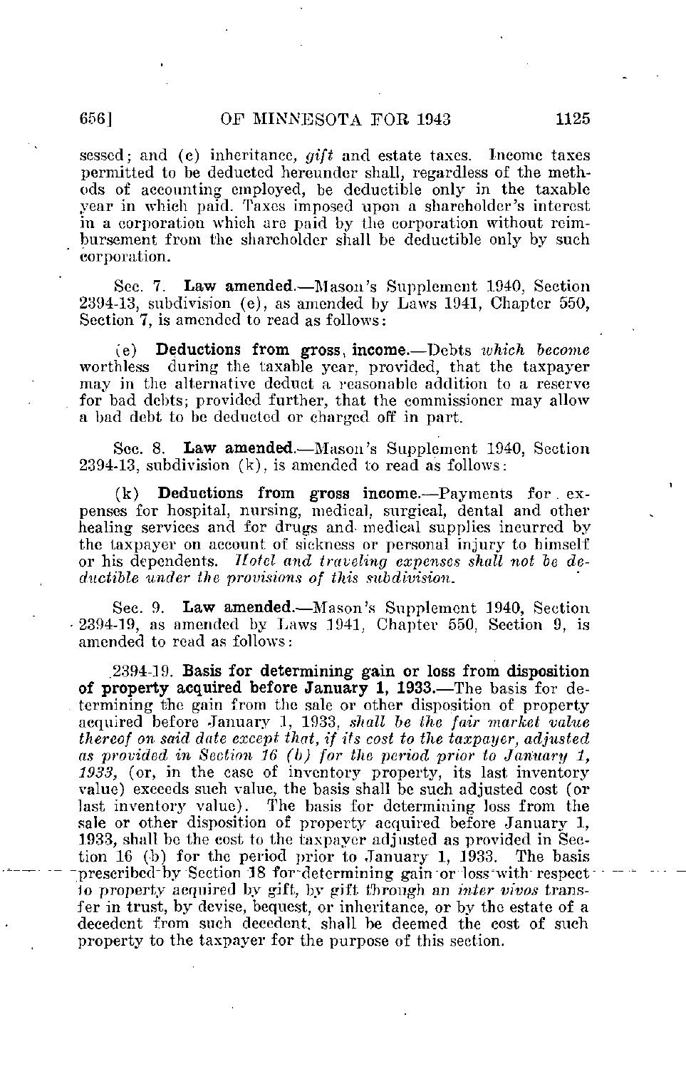sessed; and (c) inheritance, *gift* and estate taxes. Income taxes permitted to be deducted hereunder shall, regardless of the methods of accounting employed, be deductible only in the taxable year in which paid. Taxes imposed upon a shareholder's interest in a corporation which are paid by the corporation without reimbursement from the shareholder shall be deductible only by such corporation.

Sec. 7. **Law amended.**—Mason's Supplement 1940, Section 2394-13, subdivision (e), as amended by Laws 1941, Chapter 550, Section 7, is amended to read as follows:

(e) **Deductions from gross income.**—Debts *which become* worthless during the taxable year, provided, that the taxpayer may in the alternative deduct a reasonable addition to a reserve for bad debts; provided further, that the commissioner may allow a bad debt to be deducted or charged off in part.

Sec. 8. **Law amended.**—Mason's Supplement 1940, Section 2394-13, subdivision (k), is amended to read as follows:

(k) **Deductions from gross income.**—Payments for expenses for hospital, nursing, medical, surgical, dental and other healing services and for drugs and medical supplies incurred by the taxpayer on account of sickness or personal injury to himself or his dependents. *Hotel and traveling expenses shall not be deductible under the provisions of this subdivision.*

Sec. 9. **Law amended.**—Mason's Supplement 1940, Section 2394-19, as amended by Laws 1941, Chapter 550, Section 9, is amended to read as follows:

2394-19. **Basis for determining gain or loss from disposition of property acquired before January 1, 1933.**—The basis for determining the gain from the sale or other disposition of property acquired before January 1, 1933, *shall be the fair market value thereof on said date except that, if its cost to the taxpayer, adjusted as provided in Section 16 (b) for the period prior to January 1, 1933,* (or, in the case of inventory property, its last inventory value) exceeds such value, the basis shall be such adjusted cost (or last inventory value). The basis for determining loss from the sale or other disposition of property acquired before January 1, 1933, shall be the cost to the taxpayer adjusted as provided in Section 16 (b) for the period prior to January 1, 1933. The basis prescribed by Section 18 for determining gain or loss with respect to property acquired by gift, by gift through an *inter vivos* transfer in trust, by devise, bequest, or inheritance, or by the estate of a decedent from such decedent, shall be deemed the cost of such property to the taxpayer for the purpose of this section.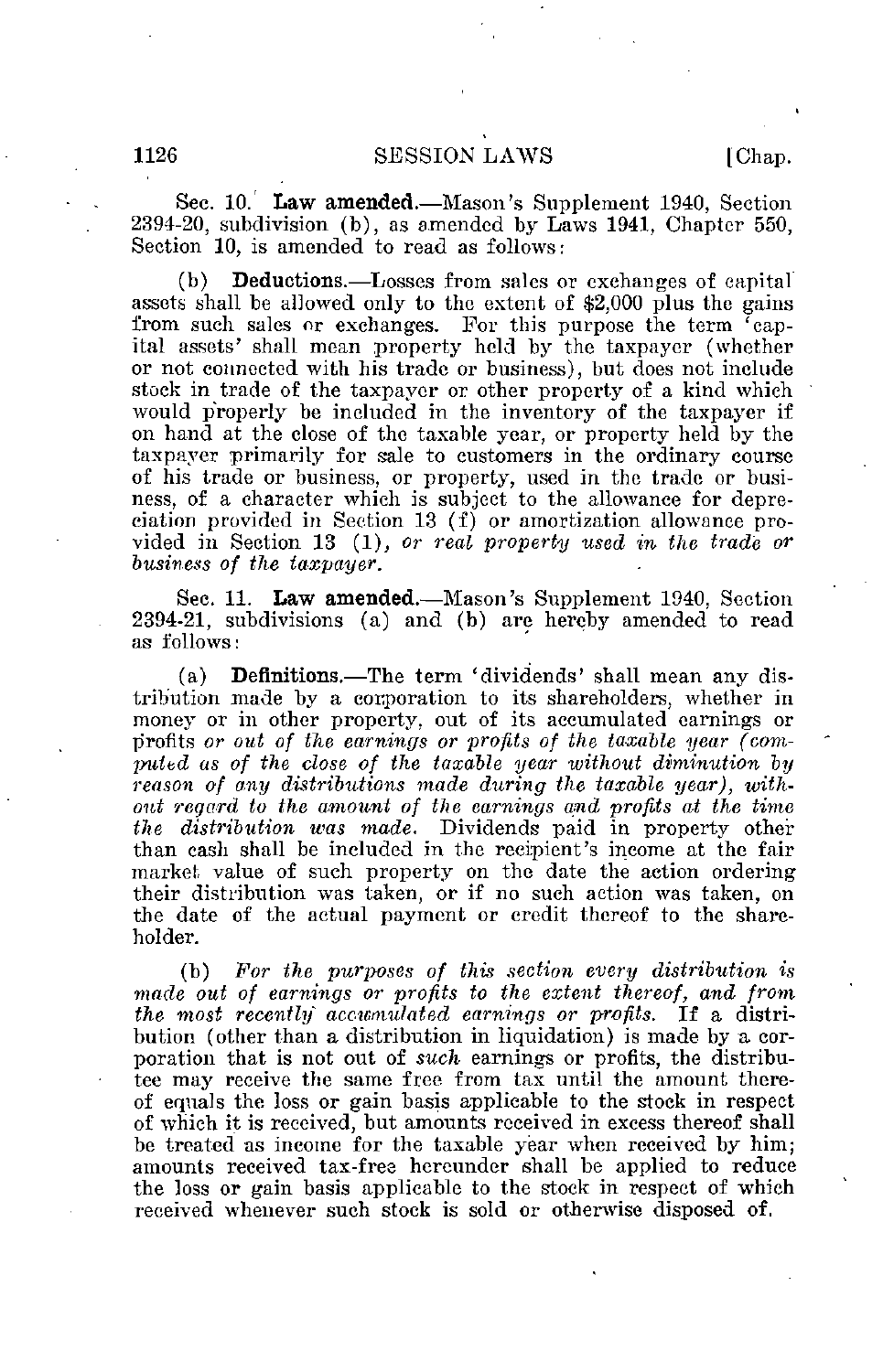Sec. 10. **Law amended.**—Mason's Supplement 1940, Section 2394-20, subdivision (b), as amended by Laws 1941, Chapter 550, Section 10, is amended to read as follows:

(b) **Deductions.**—Losses from sales or exchanges of capital assets shall be allowed only to the extent of $2,000 plus the gains from such sales or exchanges. For this purpose the term 'capital assets' shall mean property held by the taxpayer (whether or not connected with his trade or business), but does not include stock in trade of the taxpayer or other property of a kind which would properly be included in the inventory of the taxpayer if on hand at the close of the taxable year, or property held by the taxpayer primarily for sale to customers in the ordinary course of his trade or business, or property, used in the trade or business, of a character which is subject to the allowance for depreciation provided in Section 13 (f) or amortization allowance provided in Section 13 (1), *or real property used in the trade or business of the taxpayer.*

Sec. 11. **Law amended.**—Mason's Supplement 1940, Section 2394-21, subdivisions (a) and (b) are hereby amended to read as follows:

(a) **Definitions.**—The term 'dividends' shall mean any distribution made by a corporation to its shareholders, whether in money or in other property, out of its accumulated earnings or profits *or out of the earnings or profits of the taxable year (computed as of the close of the taxable year without diminution by reason of any distributions made during the taxable year), without regard to the amount of the earnings and profits at the time the distribution was made.* Dividends paid in property other than cash shall be included in the recipient's income at the fair market value of such property on the date the action ordering their distribution was taken, or if no such action was taken, on the date of the actual payment or credit thereof to the shareholder.

(b) *For the purposes of this section every distribution is made out of earnings or profits to the extent thereof, and from the most recently accumulated earnings or profits.* If a distribution (other than a distribution in liquidation) is made by a corporation that is not out of *such* earnings or profits, the distributee may receive the same free from tax until the amount thereof equals the loss or gain basis applicable to the stock in respect of which it is received, but amounts received in excess thereof shall be treated as income for the taxable year when received by him; amounts received tax-free hereunder shall be applied to reduce the loss or gain basis applicable to the stock in respect of which received whenever such stock is sold or otherwise disposed of.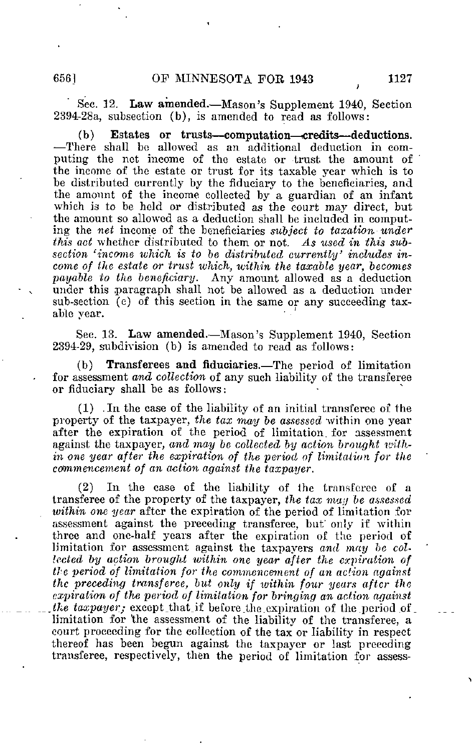Sec. 12. **Law amended.**—Mason's Supplement 1940, Section 2394-28a, subsection (b), is amended to read as follows:

(b) **Estates or trusts—computation—credits—deductions.** —There shall be allowed as an additional deduction in computing the net income of the estate or trust the amount of the income of the estate or trust for its taxable year which is to be distributed currently by the fiduciary to the beneficiaries, and the amount of the income collected by a guardian of an infant which is to be held or distributed as the court may direct, but the amount so allowed as a deduction shall be included in computing the *net* income of the beneficiaries *subject to taxation under this act* whether distributed to them or not. *As used in this subsection 'income which is to be distributed currently' includes income of the estate or trust which, within the taxable year, becomes payable to the beneficiary.* Any amount allowed as a deduction under this paragraph shall not be allowed as a deduction under sub-section (c) of this section in the same or any succeeding taxable year.

Sec. 13. **Law amended.**—Mason's Supplement 1940, Section 2394-29, subdivision (b) is amended to read as follows:

(b) **Transferees and fiduciaries.**—The period of limitation for assessment *and collection* of any such liability of the transferee or fiduciary shall be as follows:

(1) In the case of the liability of an initial transferee of the property of the taxpayer, *the tax may be assessed* within one year after the expiration of the period of limitation for assessment against the taxpayer, *and may be collected by action brought within one year after the expiration of the period of limitation for the commencement of an action against the taxpayer.*

(2) In the case of the liability of the transferee of a transferee of the property of the taxpayer, *the tax may be assessed within one year* after the expiration of the period of limitation for assessment against the preceding transferee, but only if within three and one-half years after the expiration of the period of limitation for assessment against the taxpayers *and may be collected by action brought within one year after the expiration of the period of limitation for the commencement of an action against the preceding transferee, but only if within four years after the expiration of the period of limitation for bringing an action against the taxpayer;* except that if before the expiration of the period of limitation for the assessment of the liability of the transferee, a court proceeding for the collection of the tax or liability in respect thereof has been begun against the taxpayer or last preceding transferee, respectively, then the period of limitation for assess-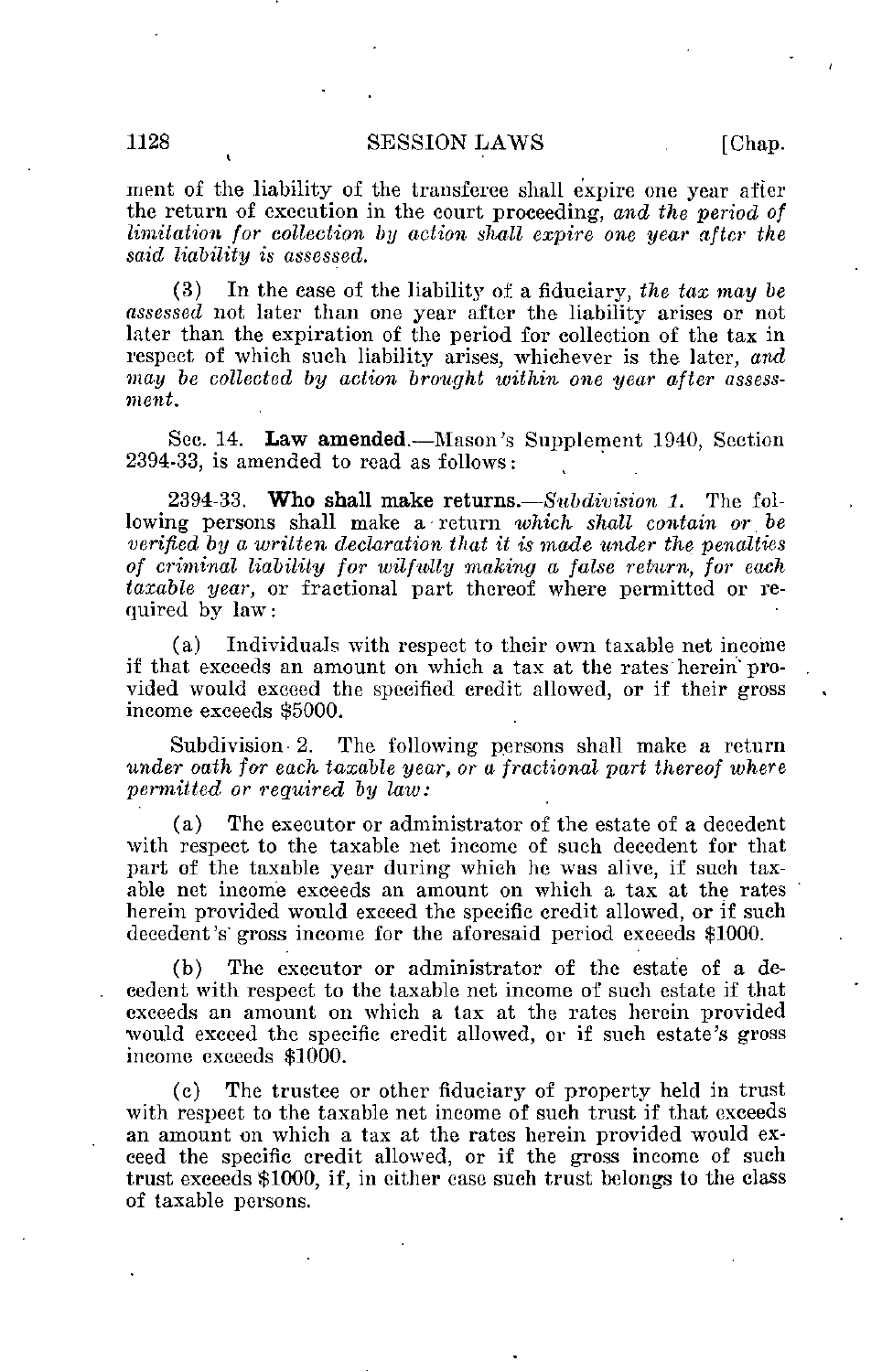ment of the liability of the transferee shall expire one year after the return of execution in the court proceeding, *and the period of limitation for collection by action shall expire one year after the said liability is assessed.*

(3) In the case of the liability of a fiduciary, *the tax may be assessed* not later than one year after the liability arises or not later than the expiration of the period for collection of the tax in respect of which such liability arises, whichever is the later, *and may be collected by action brought within one year after assessment.*

Sec. 14. **Law amended.**—Mason's Supplement 1940, Section 2394-33, is amended to read as follows:

2394-33. **Who shall make returns.**—*Subdivision 1.* The following persons shall make a return *which shall contain or be verified by a written declaration that it is made under the penalties of criminal liability for wilfully making a false return, for each taxable year,* or fractional part thereof where permitted or required by law:

(a) Individuals with respect to their own taxable net income if that exceeds an amount on which a tax at the rates herein provided would exceed the specified credit allowed, or if their gross income exceeds $5000.

Subdivision 2. The following persons shall make a return *under oath for each taxable year, or a fractional part thereof where permitted or required by law:*

(a) The executor or administrator of the estate of a decedent with respect to the taxable net income of such decedent for that part of the taxable year during which he was alive, if such taxable net income exceeds an amount on which a tax at the rates herein provided would exceed the specific credit allowed, or if such decedent's gross income for the aforesaid period exceeds $1000.

(b) The executor or administrator of the estate of a decedent with respect to the taxable net income of such estate if that exceeds an amount on which a tax at the rates herein provided would exceed the specific credit allowed, or if such estate's gross income exceeds $1000.

(c) The trustee or other fiduciary of property held in trust with respect to the taxable net income of such trust if that exceeds an amount on which a tax at the rates herein provided would exceed the specific credit allowed, or if the gross income of such trust exceeds $1000, if, in either case such trust belongs to the class of taxable persons.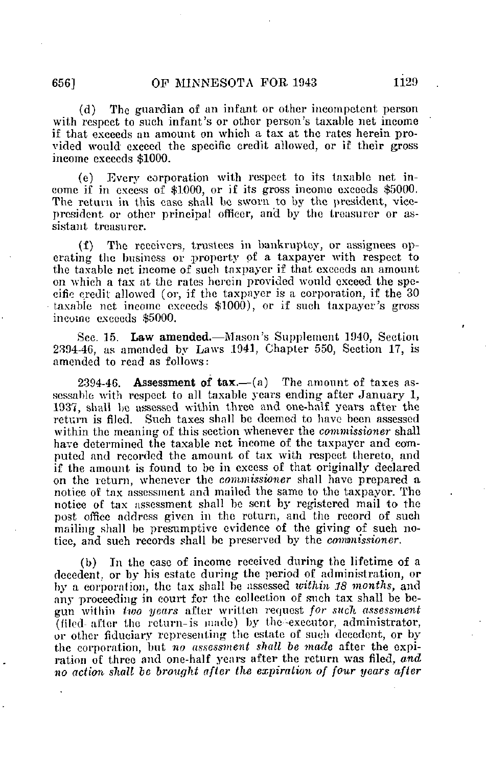(d) The guardian of an infant or other incompetent person with respect to such infant's or other person's taxable net income if that exceeds an amount on which a tax at the rates herein provided would exceed the specific credit allowed, or if their gross income exceeds $1000.

(e) Every corporation with respect to its taxable net income if in excess of $1000, or if its gross income exceeds $5000. The return in this case shall be sworn to by the president, vice-president or other principal officer, and by the treasurer or assistant treasurer.

(f) The receivers, trustees in bankruptcy, or assignees operating the business or property of a taxpayer with respect to the taxable net income of such taxpayer if that exceeds an amount on which a tax at the rates herein provided would exceed the specific credit allowed (or, if the taxpayer is a corporation, if the taxable net income exceeds $1000), or if such taxpayer's gross income exceeds $5000.

Sec. 15. **Law amended.**—Mason's Supplement 1940, Section 2394-46, as amended by Laws 1941, Chapter 550, Section 17, is amended to read as follows:

2394-46. **Assessment of tax.**—(a) The amount of taxes assessable with respect to all taxable years ending after January 1, 1937, shall be assessed within three and one-half years after the return is filed. Such taxes shall be deemed to have been assessed within the meaning of this section whenever the *commissioner* shall have determined the taxable net income of the taxpayer and computed and recorded the amount of tax with respect thereto, and if the amount is found to be in excess of that originally declared on the return, whenever the *commissioner* shall have prepared a notice of tax assessment and mailed the same to the taxpayer. The notice of tax assessment shall be sent by registered mail to the post office address given in the return, and the record of such mailing shall be presumptive evidence of the giving of such notice, and such records shall be preserved by the *commissioner*.

(b) In the case of income received during the lifetime of a decedent, or by his estate during the period of administration, or by a corporation, the tax shall be assessed *within 18 months*, and any proceeding in court for the collection of such tax shall be begun within *two years* after written request *for such assessment* (filed after the return is made) by the executor, administrator, or other fiduciary representing the estate of such decedent, or by the corporation, but *no assessment shall be made* after the expiration of three and one-half years after the return was filed, *and no action shall be brought after the expiration of four years after*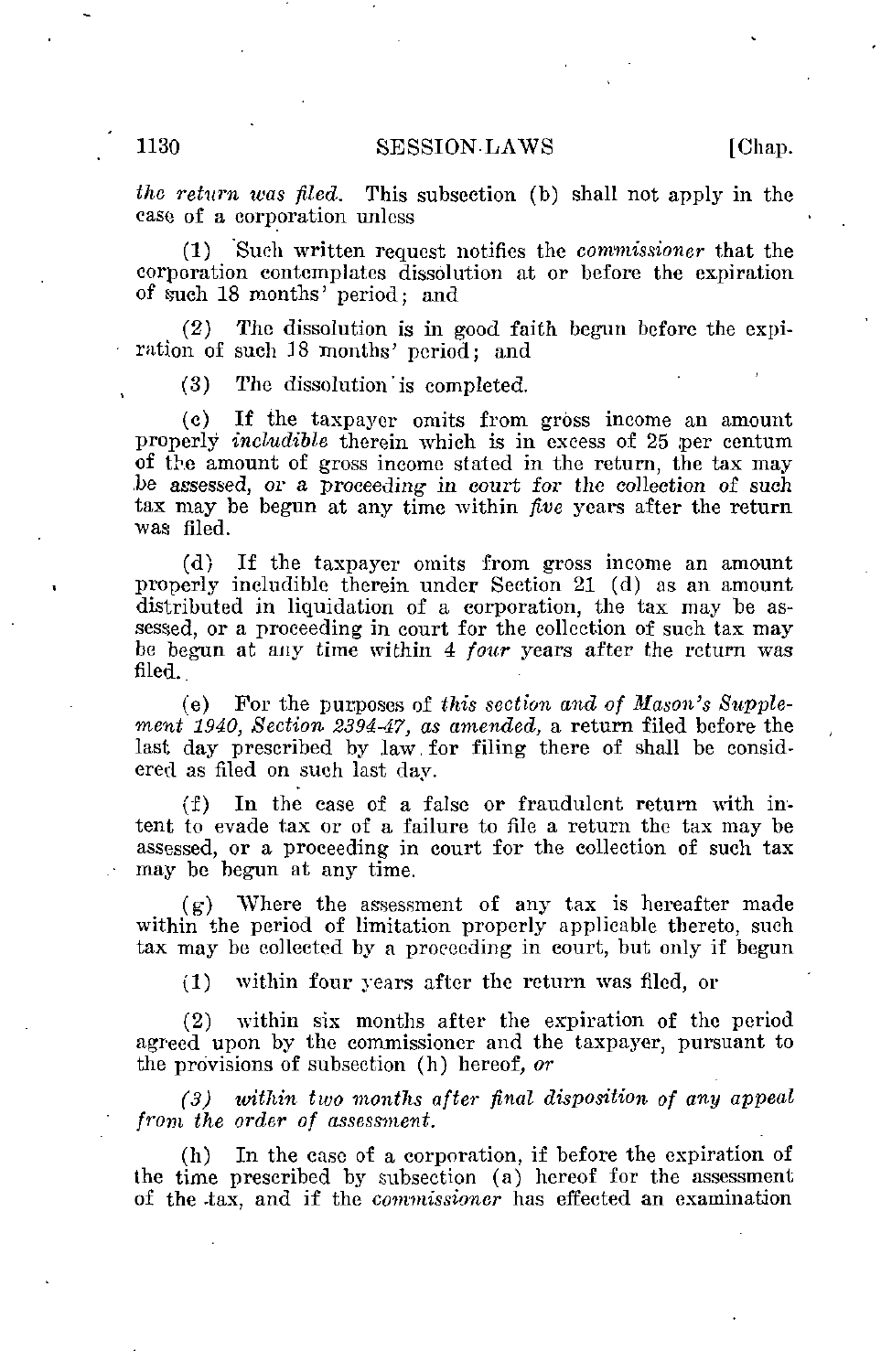*the return was filed.* This subsection (b) shall not apply in the case of a corporation unless

(1) Such written request notifies the *commissioner* that the corporation contemplates dissolution at or before the expiration of such 18 months' period; and

(2) The dissolution is in good faith begun before the expiration of such 18 months' period; and

(3) The dissolution is completed.

(c) If the taxpayer omits from gross income an amount properly *includible* therein which is in excess of 25 per centum of the amount of gross income stated in the return, the tax may be assessed, *or a proceeding in court for the collection of such* tax may be begun at any time within *five* years after the return was filed.

(d) If the taxpayer omits from gross income an amount properly includible therein under Section 21 (d) as an amount distributed in liquidation of a corporation, the tax may be assessed, or a proceeding in court for the collection of such tax may be begun at any time within 4 *four* years after the return was filed.

(e) For the purposes of *this section and of Mason's Supplement 1940, Section 2394-47, as amended,* a return filed before the last day prescribed by law for filing there of shall be considered as filed on such last day.

(f) In the case of a false or fraudulent return with intent to evade tax or of a failure to file a return the tax may be assessed, or a proceeding in court for the collection of such tax may be begun at any time.

(g) Where the assessment of any tax is hereafter made within the period of limitation properly applicable thereto, such tax may be collected by a proceeding in court, but only if begun

(1) within four years after the return was filed, or

(2) within six months after the expiration of the period agreed upon by the commissioner and the taxpayer, pursuant to the provisions of subsection (h) hereof, *or*

*(3) within two months after final disposition of any appeal from the order of assessment.*

(h) In the case of a corporation, if before the expiration of the time prescribed by subsection (a) hereof for the assessment of the tax, and if the *commissioner* has effected an examination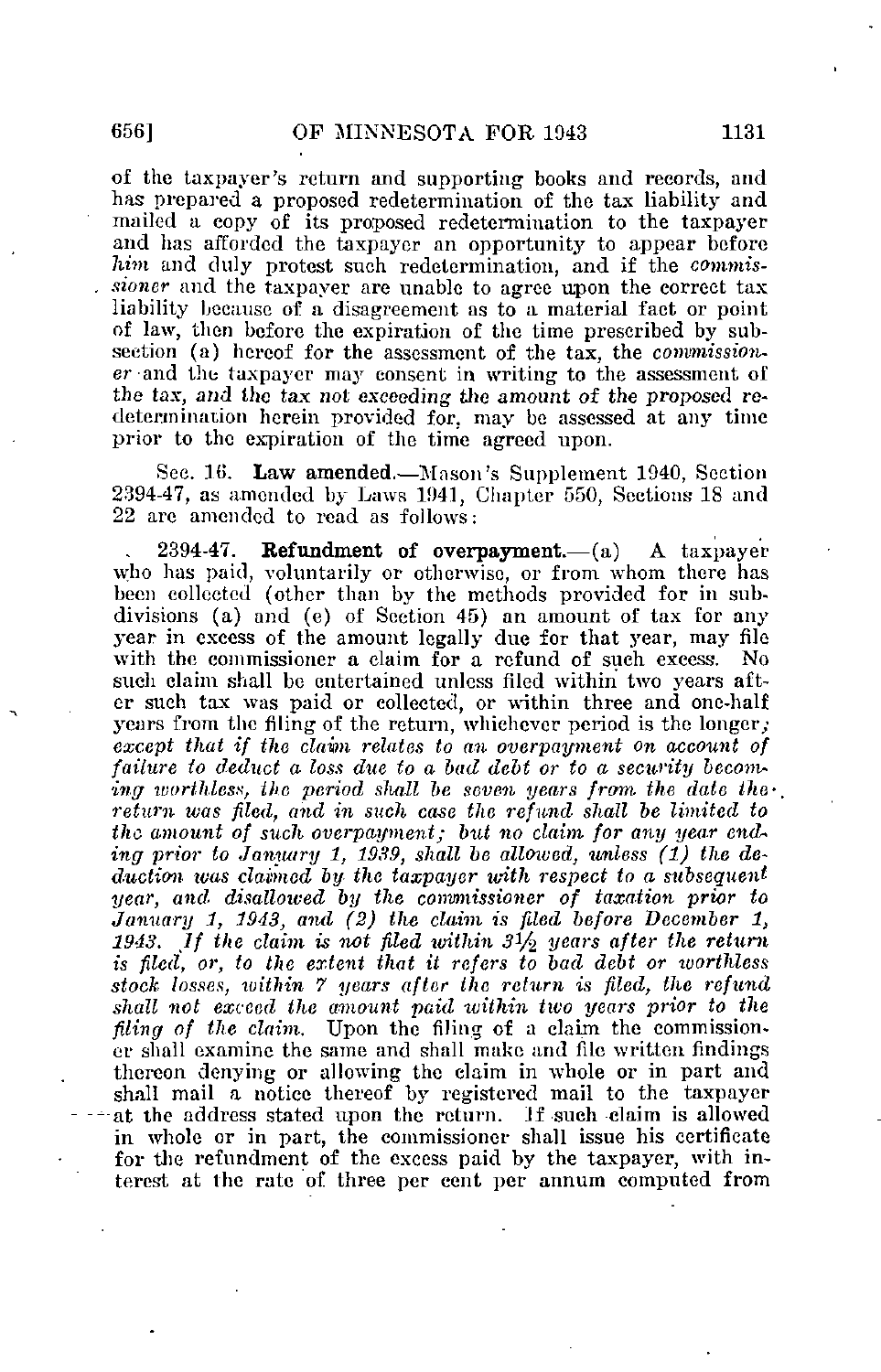of the taxpayer's return and supporting books and records, and has prepared a proposed redetermination of the tax liability and mailed a copy of its proposed redetermination to the taxpayer and has afforded the taxpayer an opportunity to appear before *him* and duly protest such redetermination, and if the *commissioner* and the taxpayer are unable to agree upon the correct tax liability because of a disagreement as to a material fact or point of law, then before the expiration of the time prescribed by subsection (a) hereof for the assessment of the tax, the *commissioner* and the taxpayer may consent in writing to the assessment of the tax, *and the tax not exceeding the amount of the proposed redetermination herein provided for,* may be assessed at any time prior to the expiration of the time agreed upon.

Sec. 16. **Law amended.**—Mason's Supplement 1940, Section 2394-47, as amended by Laws 1941, Chapter 550, Sections 18 and 22 are amended to read as follows:

2394-47. **Refundment of overpayment.**—(a) A taxpayer who has paid, voluntarily or otherwise, or from whom there has been collected (other than by the methods provided for in subdivisions (a) and (e) of Section 45) an amount of tax for any year in excess of the amount legally due for that year, may file with the commissioner a claim for a refund of such excess. No such claim shall be entertained unless filed within two years after such tax was paid or collected, or within three and one-half years from the filing of the return, whichever period is the longer; *except that if the claim relates to an overpayment on account of failure to deduct a loss due to a bad debt or to a security becoming worthless, the period shall be seven years from the date the return was filed, and in such case the refund shall be limited to the amount of such overpayment; but no claim for any year ending prior to January 1, 1939, shall be allowed, unless (1) the deduction was claimed by the taxpayer with respect to a subsequent year, and disallowed by the commissioner of taxation prior to January 1, 1943, and (2) the claim is filed before December 1, 1943. If the claim is not filed within 3½ years after the return is filed, or, to the extent that it refers to bad debt or worthless stock losses, within 7 years after the return is filed, the refund shall not exceed the amount paid within two years prior to the filing of the claim.* Upon the filing of a claim the commissioner shall examine the same and shall make and file written findings thereon denying or allowing the claim in whole or in part and shall mail a notice thereof by registered mail to the taxpayer at the address stated upon the return. If such claim is allowed in whole or in part, the commissioner shall issue his certificate for the refundment of the excess paid by the taxpayer, with interest at the rate of three per cent per annum computed from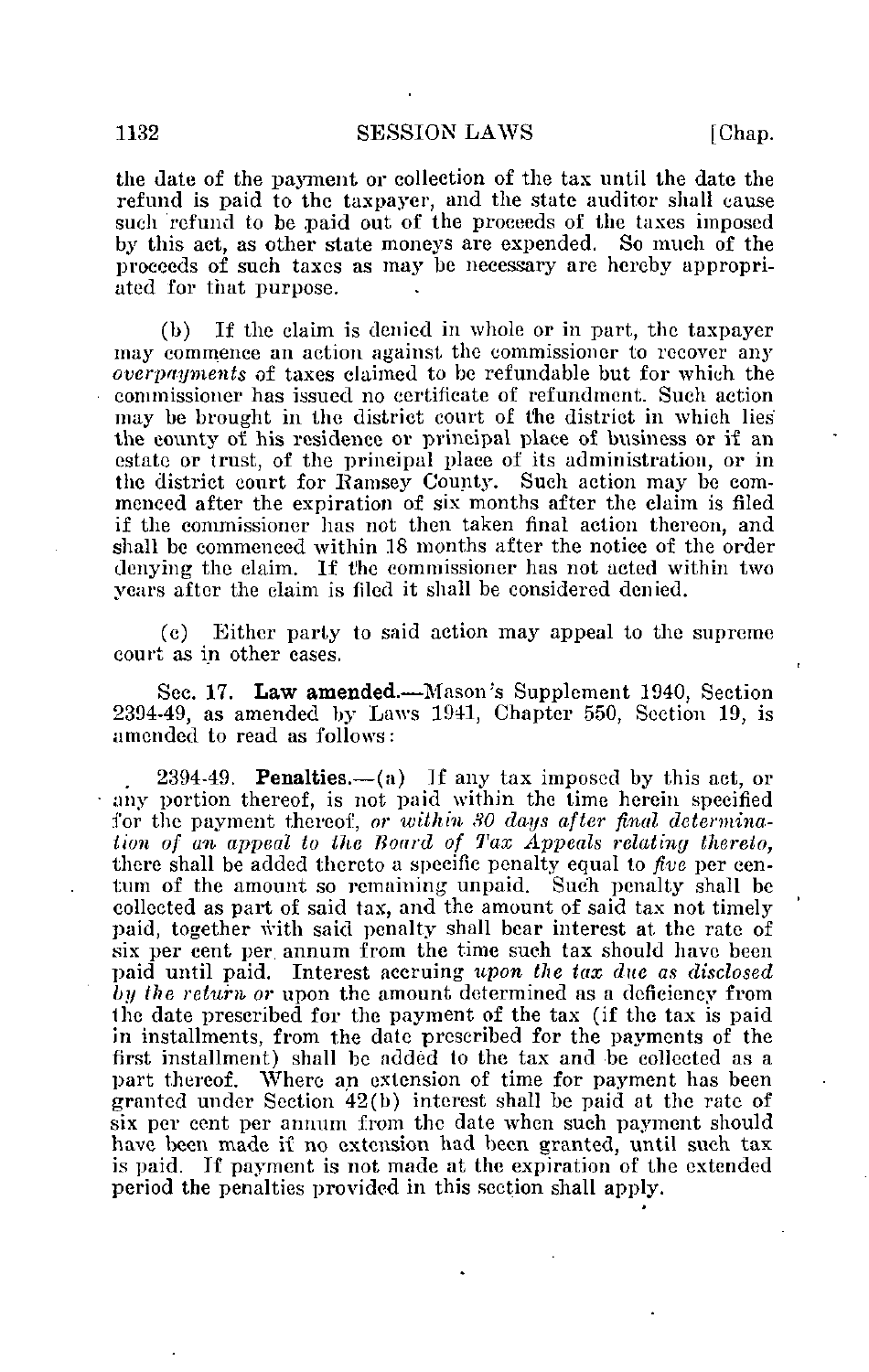the date of the payment or collection of the tax until the date the refund is paid to the taxpayer, and the state auditor shall cause such refund to be paid out of the proceeds of the taxes imposed by this act, as other state moneys are expended. So much of the proceeds of such taxes as may be necessary are hereby appropriated for that purpose.

(b) If the claim is denied in whole or in part, the taxpayer may commence an action against the commissioner to recover any *overpayments* of taxes claimed to be refundable but for which the commissioner has issued no certificate of refundment. Such action may be brought in the district court of the district in which lies the county of his residence or principal place of business or if an estate or trust, of the principal place of its administration, or in the district court for Ramsey County. Such action may be commenced after the expiration of six months after the claim is filed if the commissioner has not then taken final action thereon, and shall be commenced within 18 months after the notice of the order denying the claim. If the commissioner has not acted within two years after the claim is filed it shall be considered denied.

(c) Either party to said action may appeal to the supreme court as in other cases.

Sec. 17. **Law amended.**—Mason's Supplement 1940, Section 2394-49, as amended by Laws 1941, Chapter 550, Section 19, is amended to read as follows:

2394-49. **Penalties.**—(a) If any tax imposed by this act, or any portion thereof, is not paid within the time herein specified for the payment thereof, *or within 30 days after final determination of an appeal to the Board of Tax Appeals relating thereto,* there shall be added thereto a specific penalty equal to *five* per centum of the amount so remaining unpaid. Such penalty shall be collected as part of said tax, and the amount of said tax not timely paid, together with said penalty shall bear interest at the rate of six per cent per annum from the time such tax should have been paid until paid. Interest accruing *upon the tax due as disclosed by the return or* upon the amount determined as a deficiency from the date prescribed for the payment of the tax (if the tax is paid in installments, from the date prescribed for the payments of the first installment) shall be added to the tax and be collected as a part thereof. Where an extension of time for payment has been granted under Section 42(b) interest shall be paid at the rate of six per cent per annum from the date when such payment should have been made if no extension had been granted, until such tax is paid. If payment is not made at the expiration of the extended period the penalties provided in this section shall apply.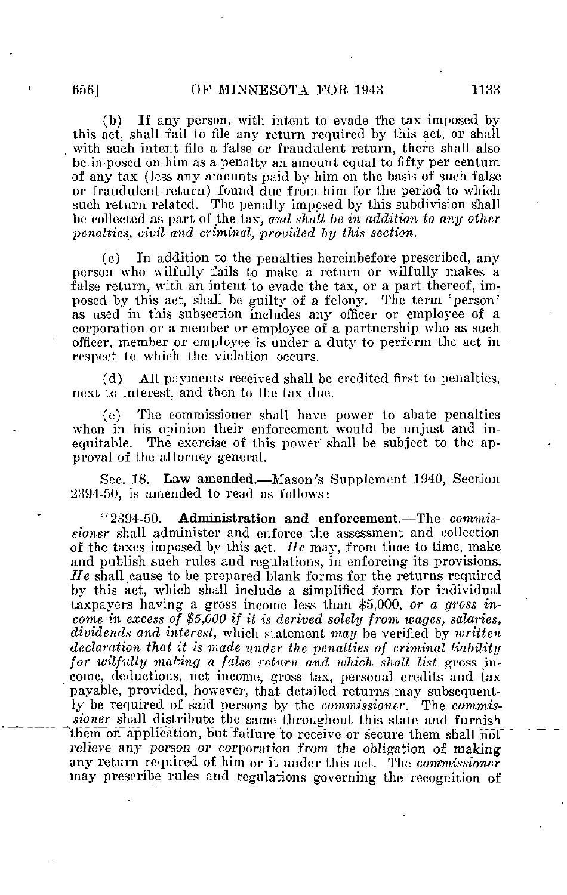(b) If any person, with intent to evade the tax imposed by this act, shall fail to file any return required by this act, or shall with such intent file a false or fraudulent return, there shall also be imposed on him as a penalty an amount equal to fifty per centum of any tax (less any amounts paid by him on the basis of such false or fraudulent return) found due from him for the period to which such return related. The penalty imposed by this subdivision shall be collected as part of the tax, *and shall be in addition to any other penalties, civil and criminal, provided by this section.*

(c) In addition to the penalties hereinbefore prescribed, any person who wilfully fails to make a return or wilfully makes a false return, with an intent to evade the tax, or a part thereof, imposed by this act, shall be guilty of a felony. The term 'person' as used in this subsection includes any officer or employee of a corporation or a member or employee of a partnership who as such officer, member or employee is under a duty to perform the act in respect to which the violation occurs.

(d) All payments received shall be credited first to penalties, next to interest, and then to the tax due.

(e) The commissioner shall have power to abate penalties when in his opinion their enforcement would be unjust and inequitable. The exercise of this power shall be subject to the approval of the attorney general.

Sec. 18. **Law amended.**—Mason's Supplement 1940, Section 2394-50, is amended to read as follows:

"2394-50. **Administration and enforcement.**—The *commissioner* shall administer and enforce the assessment and collection of the taxes imposed by this act. *He* may, from time to time, make and publish such rules and regulations, in enforcing its provisions. *He* shall cause to be prepared blank forms for the returns required by this act, which shall include a simplified form for individual taxpayers having a gross income less than $5,000, *or a gross income in excess of $5,000 if it is derived solely from wages, salaries, dividends and interest,* which statement *may* be verified by *written declaration that it is made under the penalties of criminal liability for wilfully making a false return and which shall list* gross income, deductions, net income, gross tax, personal credits and tax payable, provided, however, that detailed returns may subsequently be required of said persons by the *commissioner*. The *commissioner* shall distribute the same throughout this state and furnish them on application, but failure to receive or secure them shall not relieve any person or corporation from the obligation of making any return required of him or it under this act. The *commissioner* may prescribe rules and regulations governing the recognition of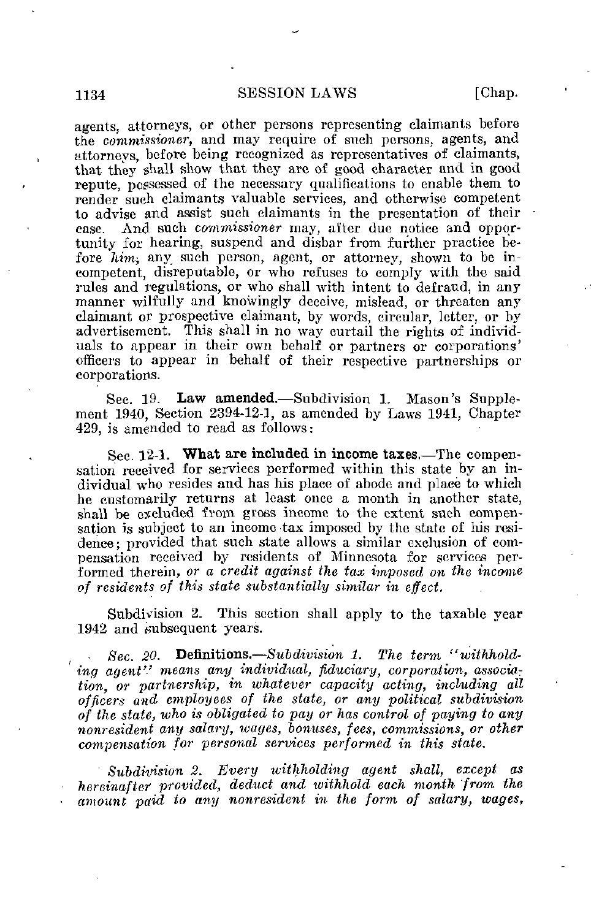agents, attorneys, or other persons representing claimants before the *commissioner,* and may require of such persons, agents, and attorneys, before being recognized as representatives of claimants, that they shall show that they are of good character and in good repute, possessed of the necessary qualifications to enable them to render such claimants valuable services, and otherwise competent to advise and assist such claimants in the presentation of their case. And such *commissioner* may, after due notice and opportunity for hearing, suspend and disbar from further practice before *him,* any such person, agent, or attorney, shown to be incompetent, disreputable, or who refuses to comply with the said rules and regulations, or who shall with intent to defraud, in any manner wilfully and knowingly deceive, mislead, or threaten any claimant or prospective claimant, by words, circular, letter, or by advertisement. This shall in no way curtail the rights of individuals to appear in their own behalf or partners or corporations' officers to appear in behalf of their respective partnerships or corporations.

Sec. 19. **Law amended.**—Subdivision 1. Mason's Supplement 1940, Section 2394-12-1, as amended by Laws 1941, Chapter 429, is amended to read as follows:

Sec. 12-1. **What are included in income taxes.**—The compensation received for services performed within this state by an individual who resides and has his place of abode and place to which he customarily returns at least once a month in another state, shall be excluded from gross income to the extent such compensation is subject to an income tax imposed by the state of his residence; provided that such state allows a similar exclusion of compensation received by residents of Minnesota for services performed therein, *or a credit against the tax imposed on the income of residents of this state substantially similar in effect.*

Subdivision 2. This section shall apply to the taxable year 1942 and subsequent years.

*Sec. 20.* **Definitions.**—*Subdivision 1. The term "withholding agent" means any individual, fiduciary, corporation, association, or partnership, in whatever capacity acting, including all officers and employees of the state, or any political subdivision of the state, who is obligated to pay or has control of paying to any nonresident any salary, wages, bonuses, fees, commissions, or other compensation for personal services performed in this state.*

*Subdivision 2. Every withholding agent shall, except as hereinafter provided, deduct and withhold each month from the amount paid to any nonresident in the form of salary, wages,*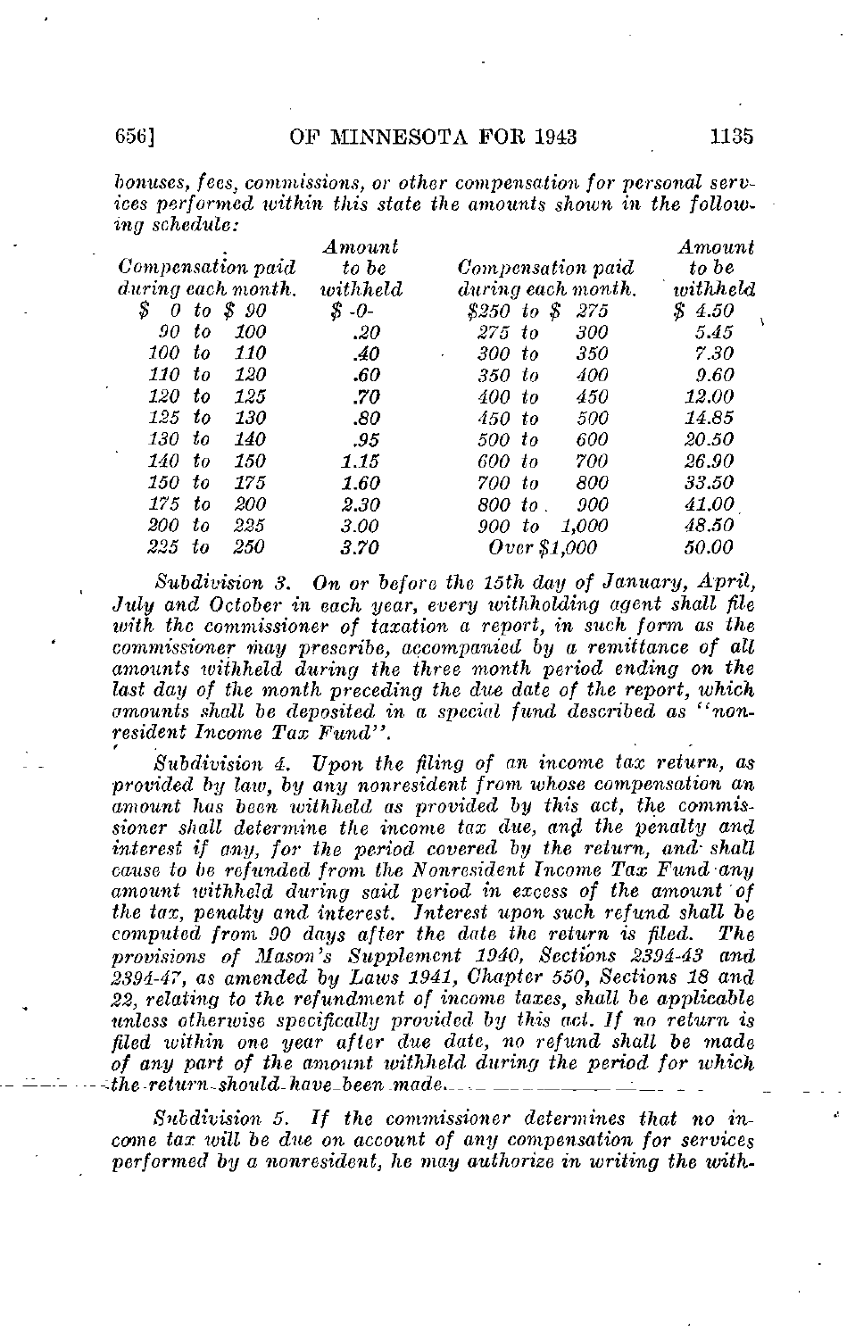*bonuses, fees, commissions, or other compensation for personal services performed within this state the amounts shown in the following schedule:*

| *Compensation paid during each month.* | *Amount to be withheld* | *Compensation paid during each month.* | *Amount to be withheld* |
|---|---|---|---|
| *$ 0 to $ 90* | *$ -0-* | *$250 to $ 275* | *$ 4.50* |
| *90 to 100* | *.20* | *275 to 300* | *5.45* |
| *100 to 110* | *.40* | *300 to 350* | *7.30* |
| *110 to 120* | *.60* | *350 to 400* | *9.60* |
| *120 to 125* | *.70* | *400 to 450* | *12.00* |
| *125 to 130* | *.80* | *450 to 500* | *14.85* |
| *130 to 140* | *.95* | *500 to 600* | *20.50* |
| *140 to 150* | *1.15* | *600 to 700* | *26.90* |
| *150 to 175* | *1.60* | *700 to 800* | *33.50* |
| *175 to 200* | *2.30* | *800 to 900* | *41.00* |
| *200 to 225* | *3.00* | *900 to 1,000* | *48.50* |
| *225 to 250* | *3.70* | *Over $1,000* | *50.00* |

*Subdivision 3. On or before the 15th day of January, April, July and October in each year, every withholding agent shall file with the commissioner of taxation a report, in such form as the commissioner may prescribe, accompanied by a remittance of all amounts withheld during the three month period ending on the last day of the month preceding the due date of the report, which amounts shall be deposited in a special fund described as "nonresident Income Tax Fund".*

*Subdivision 4. Upon the filing of an income tax return, as provided by law, by any nonresident from whose compensation an amount has been withheld as provided by this act, the commissioner shall determine the income tax due, and the penalty and interest if any, for the period covered by the return, and shall cause to be refunded from the Nonresident Income Tax Fund any amount withheld during said period in excess of the amount of the tax, penalty and interest. Interest upon such refund shall be computed from 90 days after the date the return is filed. The provisions of Mason's Supplement 1940, Sections 2394-43 and 2394-47, as amended by Laws 1941, Chapter 550, Sections 18 and 22, relating to the refundment of income taxes, shall be applicable unless otherwise specifically provided by this act. If no return is filed within one year after due date, no refund shall be made of any part of the amount withheld during the period for which the return should have been made.*

*Subdivision 5. If the commissioner determines that no income tax will be due on account of any compensation for services performed by a nonresident, he may authorize in writing the with-*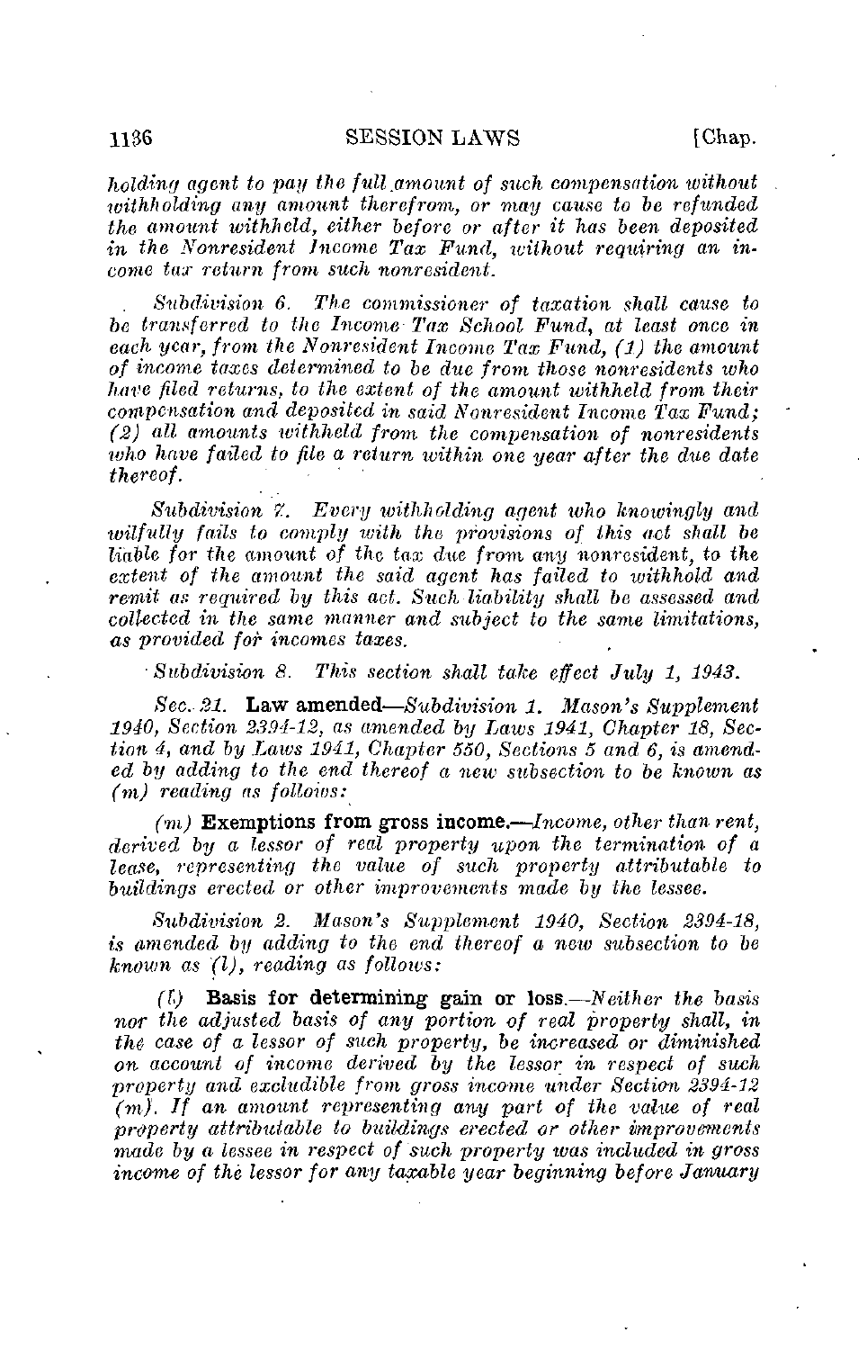*holding agent to pay the full amount of such compensation without withholding any amount therefrom, or may cause to be refunded the amount withheld, either before or after it has been deposited in the Nonresident Income Tax Fund, without requiring an income tax return from such nonresident.*

*Subdivision 6. The commissioner of taxation shall cause to be transferred to the Income Tax School Fund, at least once in each year, from the Nonresident Income Tax Fund, (1) the amount of income taxes determined to be due from those nonresidents who have filed returns, to the extent of the amount withheld from their compensation and deposited in said Nonresident Income Tax Fund; (2) all amounts withheld from the compensation of nonresidents who have failed to file a return within one year after the due date thereof.*

*Subdivision 7. Every withholding agent who knowingly and wilfully fails to comply with the provisions of this act shall be liable for the amount of the tax due from any nonresident, to the extent of the amount the said agent has failed to withhold and remit as required by this act. Such liability shall be assessed and collected in the same manner and subject to the same limitations, as provided for incomes taxes.*

*Subdivision 8. This section shall take effect July 1, 1943.*

*Sec. 21.* **Law amended**—*Subdivision 1. Mason's Supplement 1940, Section 2394-12, as amended by Laws 1941, Chapter 18, Section 4, and by Laws 1941, Chapter 550, Sections 5 and 6, is amended by adding to the end thereof a new subsection to be known as (m) reading as follows:*

*(m)* **Exemptions from gross income.**—*Income, other than rent, derived by a lessor of real property upon the termination of a lease, representing the value of such property attributable to buildings erected or other improvements made by the lessee.*

*Subdivision 2. Mason's Supplement 1940, Section 2394-18, is amended by adding to the end thereof a new subsection to be known as (l), reading as follows:*

*(l)* **Basis for determining gain or loss.**—*Neither the basis nor the adjusted basis of any portion of real property shall, in the case of a lessor of such property, be increased or diminished on account of income derived by the lessor in respect of such property and excludible from gross income under Section 2394-12 (m). If an amount representing any part of the value of real property attributable to buildings erected or other improvements made by a lessee in respect of such property was included in gross income of the lessor for any taxable year beginning before January*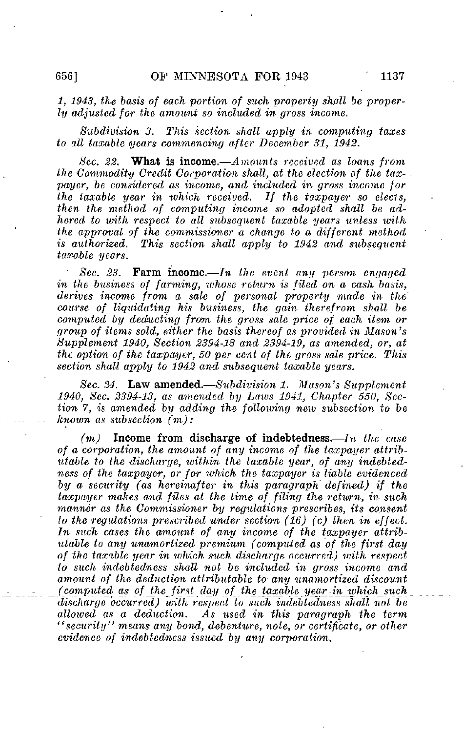*1, 1943, the basis of each portion of such property shall be properly adjusted for the amount so included in gross income.*

*Subdivision 3. This section shall apply in computing taxes to all taxable years commencing after December 31, 1942.*

*Sec. 22.* **What is income.**—*Amounts received as loans from the Commodity Credit Corporation shall, at the election of the taxpayer, be considered as income, and included in gross income for the taxable year in which received. If the taxpayer so elects, then the method of computing income so adopted shall be adhered to with respect to all subsequent taxable years unless with the approval of the commissioner a change to a different method is authorized. This section shall apply to 1942 and subsequent taxable years.*

*Sec. 23.* **Farm income.**—*In the event any person engaged in the business of farming, whose return is filed on a cash basis, derives income from a sale of personal property made in the course of liquidating his business, the gain therefrom shall be computed by deducting from the gross sale price of each item or group of items sold, either the basis thereof as provided in Mason's Supplement 1940, Section 2394-18 and 2394-19, as amended, or, at the option of the taxpayer, 50 per cent of the gross sale price. This section shall apply to 1942 and subsequent taxable years.*

*Sec. 24.* **Law amended.**—*Subdivision 1. Mason's Supplement 1940, Sec. 2394-13, as amended by Laws 1941, Chapter 550, Section 7, is amended by adding the following new subsection to be known as subsection (m):*

*(m)* **Income from discharge of indebtedness.**—*In the case of a corporation, the amount of any income of the taxpayer attributable to the discharge, within the taxable year, of any indebtedness of the taxpayer, or for which the taxpayer is liable evidenced by a security (as hereinafter in this paragraph defined) if the taxpayer makes and files at the time of filing the return, in such manner as the Commissioner by regulations prescribes, its consent to the regulations prescribed under section (16) (c) then in effect. In such cases the amount of any income of the taxpayer attributable to any unamortized premium (computed as of the first day of the taxable year in which such discharge occurred) with respect to such indebtedness shall not be included in gross income and amount of the deduction attributable to any unamortized discount (computed as of the first day of the taxable year in which such discharge occurred) with respect to such indebtedness shall not be allowed as a deduction. As used in this paragraph the term "security" means any bond, debenture, note, or certificate, or other evidence of indebtedness issued by any corporation.*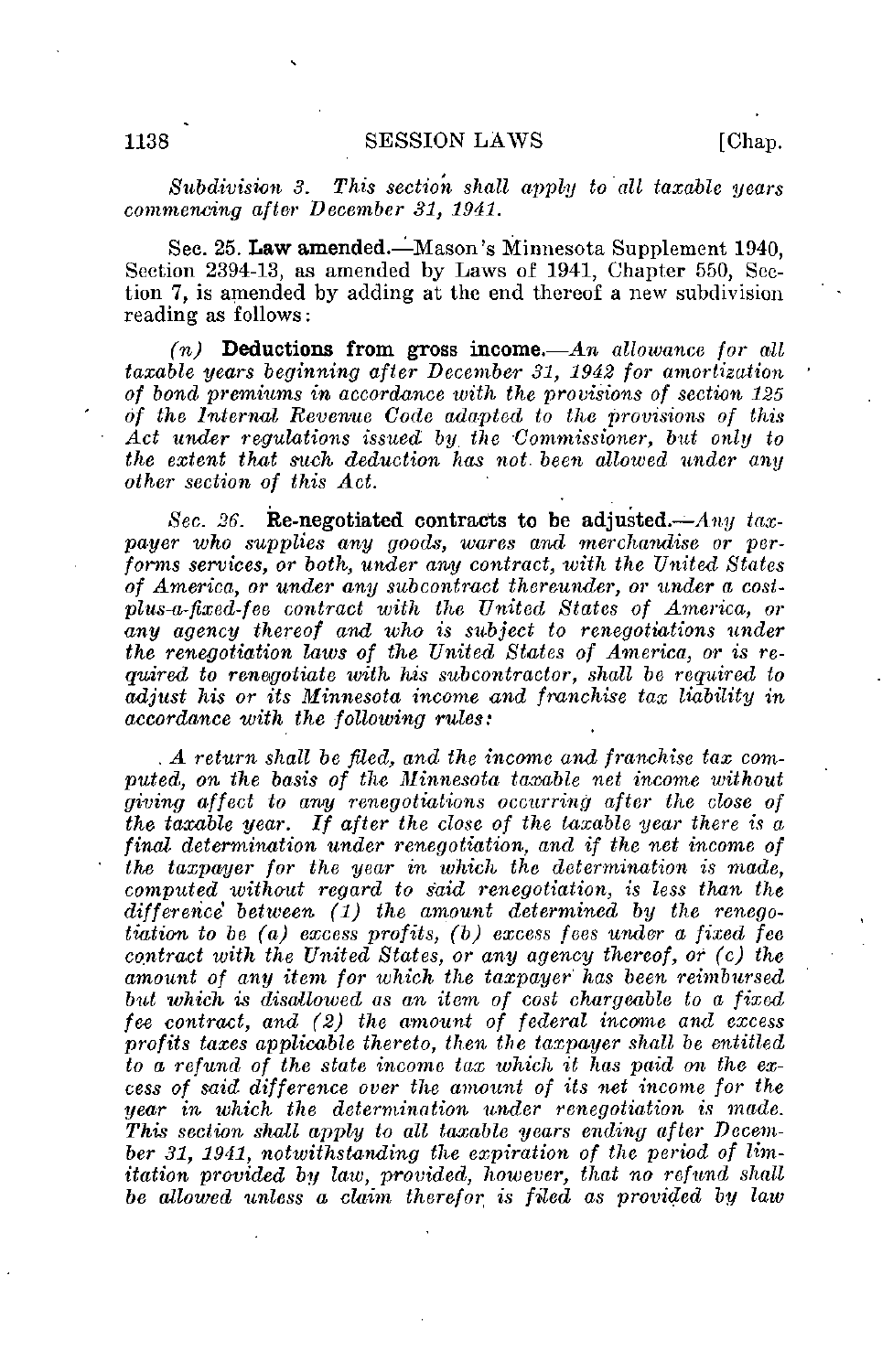*Subdivision 3. This section shall apply to all taxable years commencing after December 31, 1941.*

Sec. 25. **Law amended.**—Mason's Minnesota Supplement 1940, Section 2394-13, as amended by Laws of 1941, Chapter 550, Section 7, is amended by adding at the end thereof a new subdivision reading as follows:

*(n)* **Deductions from gross income.**—*An allowance for all taxable years beginning after December 31, 1942 for amortization of bond premiums in accordance with the provisions of section 125 of the Internal Revenue Code adapted to the provisions of this Act under regulations issued by the Commissioner, but only to the extent that such deduction has not been allowed under any other section of this Act.*

*Sec. 26.* **Re-negotiated contracts to be adjusted.**—*Any taxpayer who supplies any goods, wares and merchandise or performs services, or both, under any contract, with the United States of America, or under any subcontract thereunder, or under a cost-plus-a-fixed-fee contract with the United States of America, or any agency thereof and who is subject to renegotiations under the renegotiation laws of the United States of America, or is required to renegotiate with his subcontractor, shall be required to adjust his or its Minnesota income and franchise tax liability in accordance with the following rules:*

*A return shall be filed, and the income and franchise tax computed, on the basis of the Minnesota taxable net income without giving affect to any renegotiations occurring after the close of the taxable year. If after the close of the taxable year there is a final determination under renegotiation, and if the net income of the taxpayer for the year in which the determination is made, computed without regard to said renegotiation, is less than the difference between (1) the amount determined by the renegotiation to be (a) excess profits, (b) excess fees under a fixed fee contract with the United States, or any agency thereof, or (c) the amount of any item for which the taxpayer has been reimbursed but which is disallowed as an item of cost chargeable to a fixed fee contract, and (2) the amount of federal income and excess profits taxes applicable thereto, then the taxpayer shall be entitled to a refund of the state income tax which it has paid on the excess of said difference over the amount of its net income for the year in which the determination under renegotiation is made. This section shall apply to all taxable years ending after December 31, 1941, notwithstanding the expiration of the period of limitation provided by law, provided, however, that no refund shall be allowed unless a claim therefor is filed as provided by law*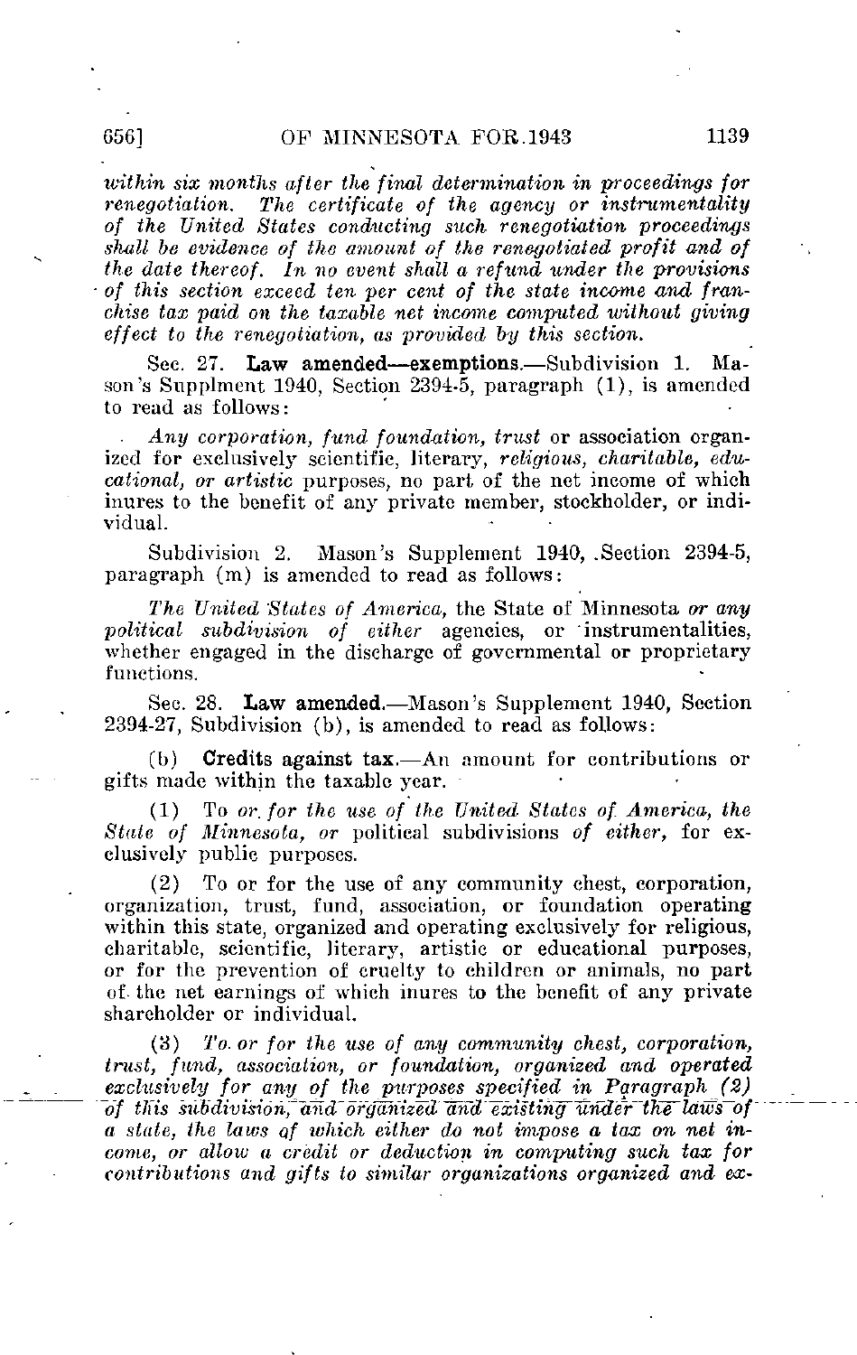*within six months after the final determination in proceedings for renegotiation. The certificate of the agency or instrumentality of the United States conducting such renegotiation proceedings shall be evidence of the amount of the renegotiated profit and of the date thereof. In no event shall a refund under the provisions of this section exceed ten per cent of the state income and franchise tax paid on the taxable net income computed without giving effect to the renegotiation, as provided by this section.*

Sec. 27. **Law amended—exemptions.**—Subdivision 1. Mason's Supplment 1940, Section 2394-5, paragraph (1), is amended to read as follows:

*Any corporation, fund foundation, trust* or association organized for exclusively scientific, literary, *religious, charitable, educational, or artistic* purposes, no part of the net income of which inures to the benefit of any private member, stockholder, or individual.

Subdivision 2. Mason's Supplement 1940, Section 2394-5, paragraph (m) is amended to read as follows:

*The United States of America,* the State of Minnesota *or any political subdivision of either* agencies, or instrumentalities, whether engaged in the discharge of governmental or proprietary functions.

Sec. 28. **Law amended.**—Mason's Supplement 1940, Section 2394-27, Subdivision (b), is amended to read as follows:

(b) **Credits against tax.**—An amount for contributions or gifts made within the taxable year.

(1) To *or for the use of the United States of America, the State of Minnesota, or* political subdivisions *of either,* for exclusively public purposes.

(2) To or for the use of any community chest, corporation, organization, trust, fund, association, or foundation operating within this state, organized and operating exclusively for religious, charitable, scientific, literary, artistic or educational purposes, or for the prevention of cruelty to children or animals, no part of the net earnings of which inures to the benefit of any private shareholder or individual.

(3) *To or for the use of any community chest, corporation, trust, fund, association, or foundation, organized and operated exclusively for any of the purposes specified in Paragraph (2) of this subdivision, and organized and existing under the laws of a state, the laws of which either do not impose a tax on net income, or allow a credit or deduction in computing such tax for contributions and gifts to similar organizations organized and ex-*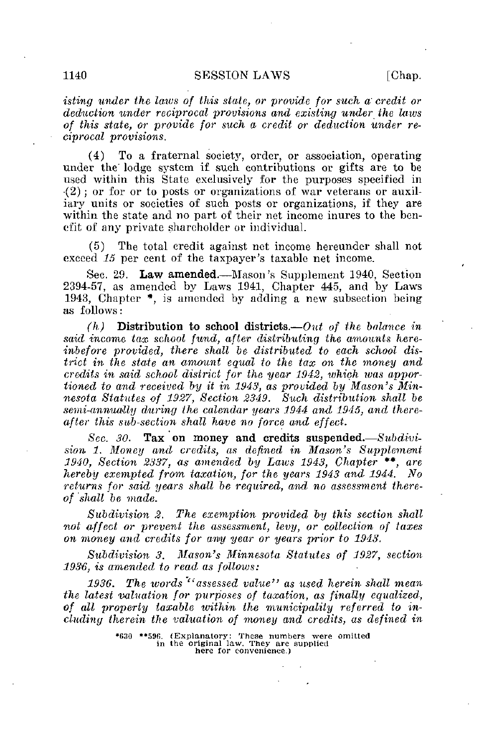*isting under the laws of this state, or provide for such a credit or deduction under reciprocal provisions and existing under the laws of this state, or provide for such a credit or deduction under reciprocal provisions.*

(4) To a fraternal society, order, or association, operating under the lodge system if such contributions or gifts are to be used within this State exclusively for the purposes specified in (2); or for or to posts or organizations of war veterans or auxiliary units or societies of such posts or organizations, if they are within the state and no part of their net income inures to the benefit of any private shareholder or individual.

(5) The total credit against net income hereunder shall not exceed *15* per cent of the taxpayer's taxable net income.

Sec. 29. **Law amended.**—Mason's Supplement 1940, Section 2394-57, as amended by Laws 1941, Chapter 445, and by Laws 1943, Chapter *, is amended by adding a new subsection being as follows:

*(h)* **Distribution to school districts.**—*Out of the balance in said income tax school fund, after distributing the amounts hereinbefore provided, there shall be distributed to each school district in the state an amount equal to the tax on the money and credits in said school district for the year 1942, which was apportioned to and received by it in 1943, as provided by Mason's Minnesota Statutes of 1927, Section 2349. Such distribution shall be semi-annually during the calendar years 1944 and 1945, and thereafter this sub-section shall have no force and effect.*

*Sec. 30.* **Tax on money and credits suspended.**—*Subdivision 1. Money and credits, as defined in Mason's Supplement 1940, Section 2337, as amended by Laws 1943, Chapter* **, *are hereby exempted from taxation, for the years 1943 and 1944. No returns for said years shall be required, and no assessment thereof shall be made.*

*Subdivision 2. The exemption provided by this section shall not affect or prevent the assessment, levy, or collection of taxes on money and credits for any year or years prior to 1943.*

*Subdivision 3. Mason's Minnesota Statutes of 1927, section 1936, is amended to read as follows:*

*1936. The words "assessed value" as used herein shall mean the latest valuation for purposes of taxation, as finally equalized, of all property taxable within the municipality referred to including therein the valuation of money and credits, as defined in*

*630 **596. (Explanatory: These numbers were omitted in the original law. They are supplied here for convenience.)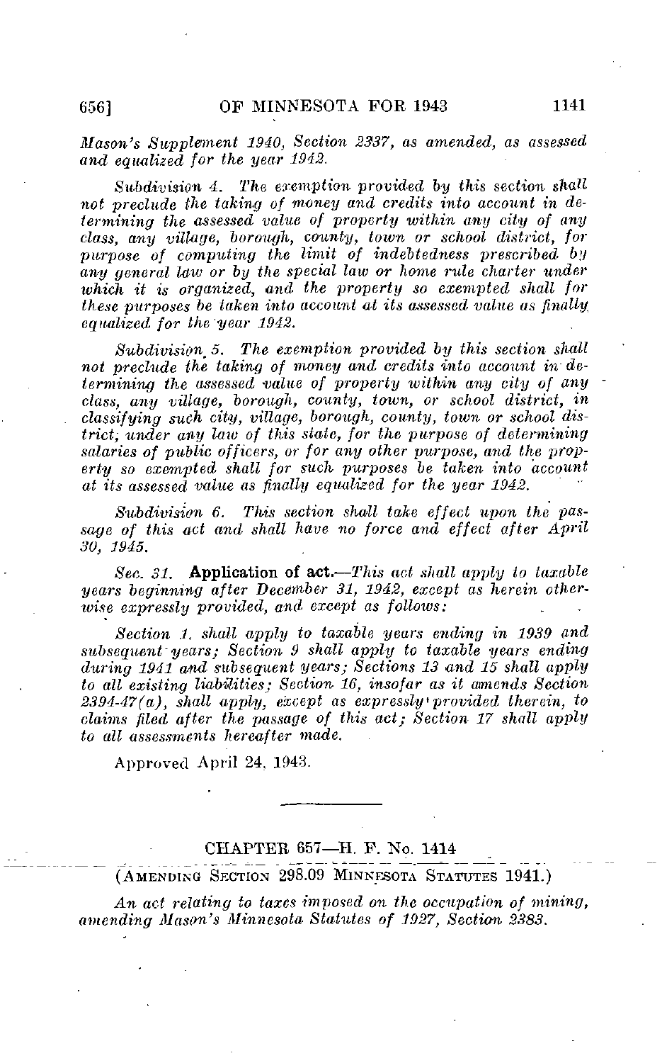*Mason's Supplement 1940, Section 2337, as amended, as assessed and equalized for the year 1942.*

*Subdivision 4. The exemption provided by this section shall not preclude the taking of money and credits into account in determining the assessed value of property within any city of any class, any village, borough, county, town or school district, for purpose of computing the limit of indebtedness prescribed by any general law or by the special law or home rule charter under which it is organized, and the property so exempted shall for these purposes be taken into account at its assessed value as finally equalized for the year 1942.*

*Subdivision 5. The exemption provided by this section shall not preclude the taking of money and credits into account in determining the assessed value of property within any city of any class, any village, borough, county, town, or school district, in classifying such city, village, borough, county, town or school district, under any law of this state, for the purpose of determining salaries of public officers, or for any other purpose, and the property so exempted shall for such purposes be taken into account at its assessed value as finally equalized for the year 1942.*

*Subdivision 6. This section shall take effect upon the passage of this act and shall have no force and effect after April 30, 1945.*

*Sec. 31.* **Application of act.**—*This act shall apply to taxable years beginning after December 31, 1942, except as herein otherwise expressly provided, and except as follows:*

*Section 1, shall apply to taxable years ending in 1939 and subsequent years; Section 9 shall apply to taxable years ending during 1941 and subsequent years; Sections 13 and 15 shall apply to all existing liabilities; Section 16, insofar as it amends Section 2394-47(a), shall apply, except as expressly provided therein, to claims filed after the passage of this act; Section 17 shall apply to all assessments hereafter made.*

Approved April 24, 1943.

---

## CHAPTER 657—H. F. No. 1414

(AMENDING SECTION 298.09 MINNESOTA STATUTES 1941.)

*An act relating to taxes imposed on the occupation of mining, amending Mason's Minnesota Statutes of 1927, Section 2383.*